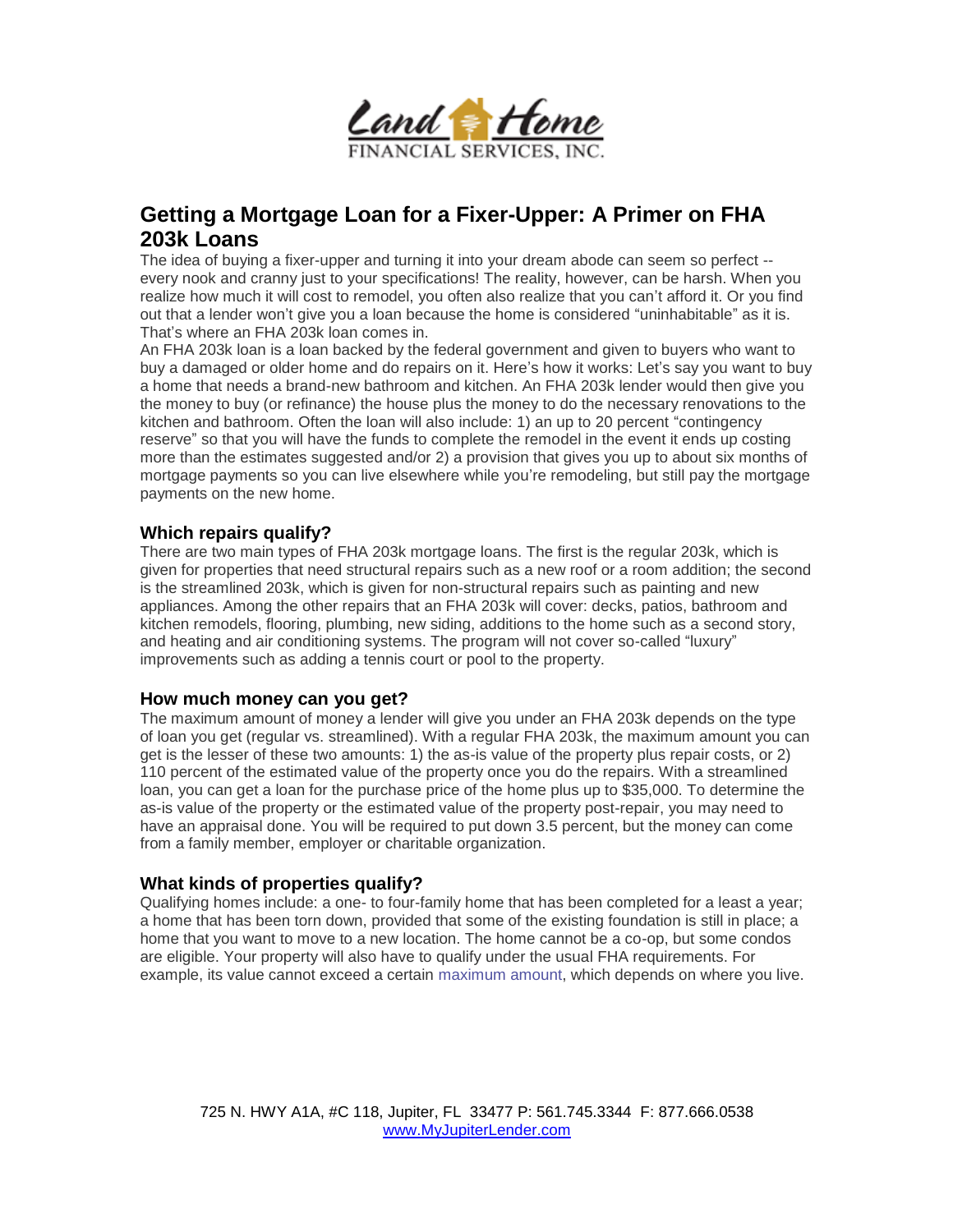# Getting a Mortgage Loan for a Fixer-Upper: A Primer on FHA 203k Loans

The idea of buying a fixer-upper and turning it into your dream abode can seem so perfect -- every nook and cranny just to your specifications! The reality, however, can be harsh. When you realize how much it will cost to remodel, you often also realize that you can't afford it. Or you find out that a lender won't give you a loan because the home is considered "uninhabitable" as it is. That's where an FHA 203k loan comes in.

An FHA 203k loan is a loan backed by the federal government and given to buyers who want to buy a damaged or older home and do repairs on it. Here's how it works: Let's say you want to buy a home that needs a brand-new bathroom and kitchen. An FHA 203k lender would then give you the money to buy (or refinance) the house plus the money to do the necessary renovations to the kitchen and bathroom. Often the loan will also include: 1) an up to 20 percent "contingency reserve" so that you will have the funds to complete the remodel in the event it ends up costing more than the estimates suggested and/or 2) a provision that gives you up to about six months of mortgage payments so you can live elsewhere while you're remodeling, but still pay the mortgage payments on the new home.

## Which repairs qualify?

There are two main types of FHA 203k mortgage loans. The first is the regular 203k, which is given for properties that need structural repairs such as a new roof or a room addition; the second is the streamlined 203k, which is given for non-structural repairs such as painting and new appliances. Among the other repairs that an FHA 203k will cover: decks, patios, bathroom and kitchen remodels, flooring, plumbing, new siding, additions to the home such as a second story, and heating and air conditioning systems. The program will not cover so-called "luxury" improvements such as adding a tennis court or pool to the property.

## How much money can you get?

The maximum amount of money a lender will give you under an FHA 203k depends on the type of loan you get (regular vs. streamlined). With a regular FHA 203k, the maximum amount you can get is the lesser of these two amounts: 1) the as-is value of the property plus repair costs, or 2) 110 percent of the estimated value of the property once you do the repairs. With a streamlined loan, you can get a loan for the purchase price of the home plus up to $35,000. To determine the as-is value of the property or the estimated value of the property post-repair, you may need to have an appraisal done. You will be required to put down 3.5 percent, but the money can come from a family member, employer or charitable organization.

## What kinds of properties qualify?

Qualifying homes include: a one- to four-family home that has been completed for a least a year; a home that has been torn down, provided that some of the existing foundation is still in place; a home that you want to move to a new location. The home cannot be a co-op, but some condos are eligible. Your property will also have to qualify under the usual FHA requirements. For example, its value cannot exceed a certain maximum amount, which depends on where you live.

725 N. HWY A1A, #C 118, Jupiter, FL 33477 P: 561.745.3344 F: 877.666.0538
www.MyJupiterLender.com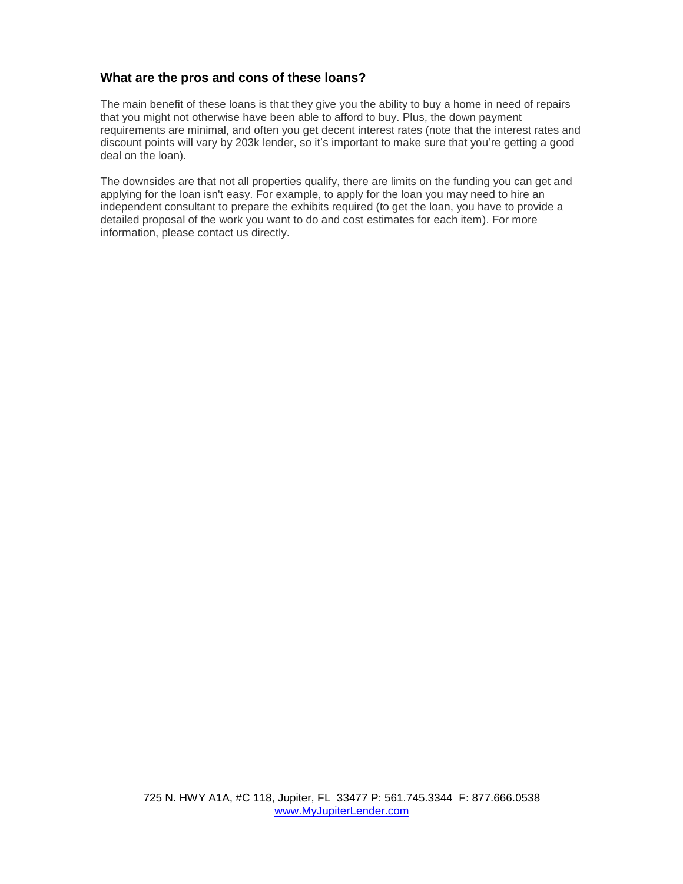### What are the pros and cons of these loans?

The main benefit of these loans is that they give you the ability to buy a home in need of repairs that you might not otherwise have been able to afford to buy. Plus, the down payment requirements are minimal, and often you get decent interest rates (note that the interest rates and discount points will vary by 203k lender, so it's important to make sure that you're getting a good deal on the loan).

The downsides are that not all properties qualify, there are limits on the funding you can get and applying for the loan isn't easy. For example, to apply for the loan you may need to hire an independent consultant to prepare the exhibits required (to get the loan, you have to provide a detailed proposal of the work you want to do and cost estimates for each item). For more information, please contact us directly.

725 N. HWY A1A, #C 118, Jupiter, FL 33477 P: 561.745.3344 F: 877.666.0538
www.MyJupiterLender.com